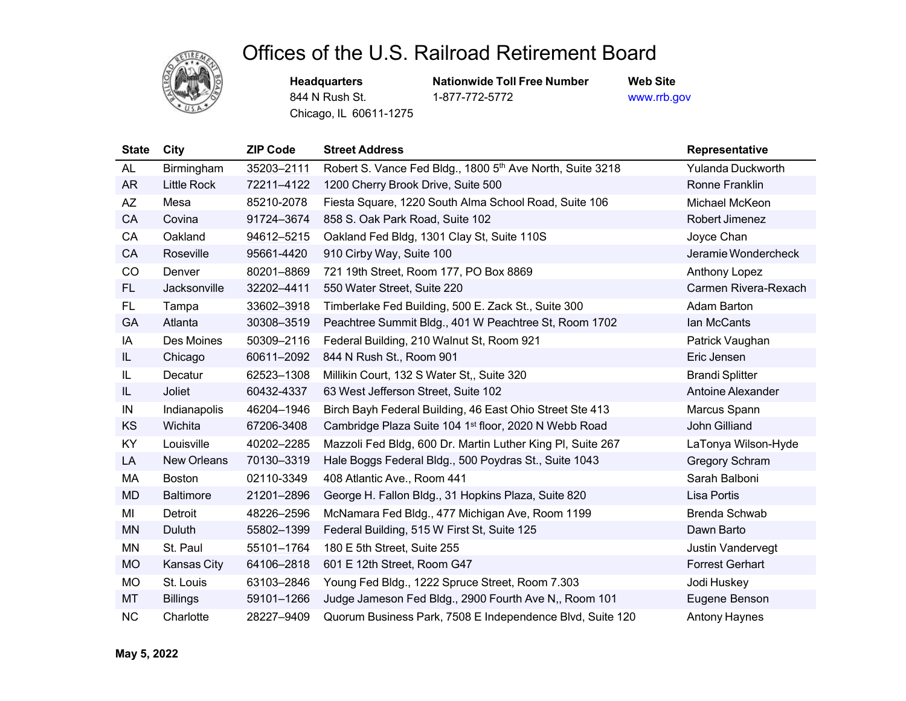# Offices of the U.S. Railroad Retirement Board

**Headquarters**
844 N Rush St.
Chicago, IL 60611-1275

**Nationwide Toll Free Number**
1-877-772-5772

**Web Site**
www.rrb.gov

| State | City | ZIP Code | Street Address | Representative |
|---|---|---|---|---|
| AL | Birmingham | 35203–2111 | Robert S. Vance Fed Bldg., 1800 5th Ave North, Suite 3218 | Yulanda Duckworth |
| AR | Little Rock | 72211–4122 | 1200 Cherry Brook Drive, Suite 500 | Ronne Franklin |
| AZ | Mesa | 85210-2078 | Fiesta Square, 1220 South Alma School Road, Suite 106 | Michael McKeon |
| CA | Covina | 91724–3674 | 858 S. Oak Park Road, Suite 102 | Robert Jimenez |
| CA | Oakland | 94612–5215 | Oakland Fed Bldg, 1301 Clay St, Suite 110S | Joyce Chan |
| CA | Roseville | 95661-4420 | 910 Cirby Way, Suite 100 | Jeramie Wondercheck |
| CO | Denver | 80201–8869 | 721 19th Street, Room 177, PO Box 8869 | Anthony Lopez |
| FL | Jacksonville | 32202–4411 | 550 Water Street, Suite 220 | Carmen Rivera-Rexach |
| FL | Tampa | 33602–3918 | Timberlake Fed Building, 500 E. Zack St., Suite 300 | Adam Barton |
| GA | Atlanta | 30308–3519 | Peachtree Summit Bldg., 401 W Peachtree St, Room 1702 | Ian McCants |
| IA | Des Moines | 50309–2116 | Federal Building, 210 Walnut St, Room 921 | Patrick Vaughan |
| IL | Chicago | 60611–2092 | 844 N Rush St., Room 901 | Eric Jensen |
| IL | Decatur | 62523–1308 | Millikin Court, 132 S Water St,, Suite 320 | Brandi Splitter |
| IL | Joliet | 60432-4337 | 63 West Jefferson Street, Suite 102 | Antoine Alexander |
| IN | Indianapolis | 46204–1946 | Birch Bayh Federal Building, 46 East Ohio Street Ste 413 | Marcus Spann |
| KS | Wichita | 67206-3408 | Cambridge Plaza Suite 104 1st floor, 2020 N Webb Road | John Gilliand |
| KY | Louisville | 40202–2285 | Mazzoli Fed Bldg, 600 Dr. Martin Luther King Pl, Suite 267 | LaTonya Wilson-Hyde |
| LA | New Orleans | 70130–3319 | Hale Boggs Federal Bldg., 500 Poydras St., Suite 1043 | Gregory Schram |
| MA | Boston | 02110-3349 | 408 Atlantic Ave., Room 441 | Sarah Balboni |
| MD | Baltimore | 21201–2896 | George H. Fallon Bldg., 31 Hopkins Plaza, Suite 820 | Lisa Portis |
| MI | Detroit | 48226–2596 | McNamara Fed Bldg., 477 Michigan Ave, Room 1199 | Brenda Schwab |
| MN | Duluth | 55802–1399 | Federal Building, 515 W First St, Suite 125 | Dawn Barto |
| MN | St. Paul | 55101–1764 | 180 E 5th Street, Suite 255 | Justin Vandervegt |
| MO | Kansas City | 64106–2818 | 601 E 12th Street, Room G47 | Forrest Gerhart |
| MO | St. Louis | 63103–2846 | Young Fed Bldg., 1222 Spruce Street, Room 7.303 | Jodi Huskey |
| MT | Billings | 59101–1266 | Judge Jameson Fed Bldg., 2900 Fourth Ave N,, Room 101 | Eugene Benson |
| NC | Charlotte | 28227–9409 | Quorum Business Park, 7508 E Independence Blvd, Suite 120 | Antony Haynes |

**May 5, 2022**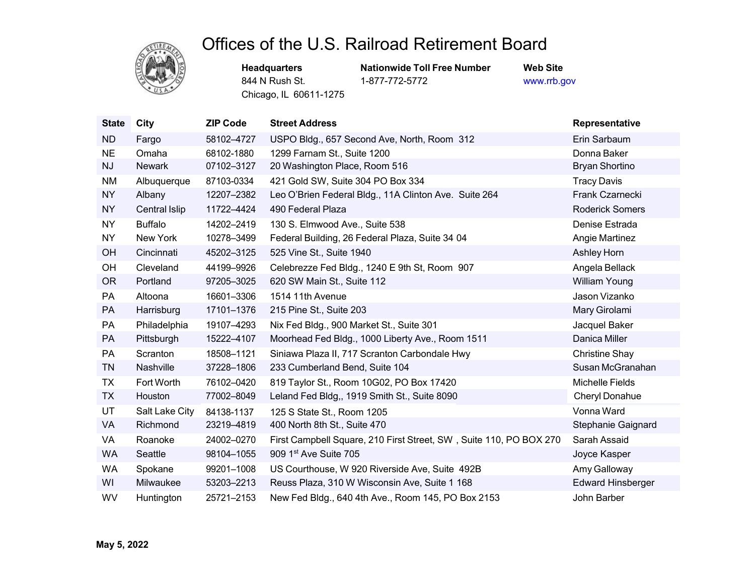# Offices of the U.S. Railroad Retirement Board

**Headquarters**
844 N Rush St.
Chicago, IL 60611-1275

**Nationwide Toll Free Number**
1-877-772-5772

**Web Site**
www.rrb.gov

| State | City | ZIP Code | Street Address | Representative |
|---|---|---|---|---|
| ND | Fargo | 58102–4727 | USPO Bldg., 657 Second Ave, North, Room 312 | Erin Sarbaum |
| NE | Omaha | 68102-1880 | 1299 Farnam St., Suite 1200 | Donna Baker |
| NJ | Newark | 07102–3127 | 20 Washington Place, Room 516 | Bryan Shortino |
| NM | Albuquerque | 87103-0334 | 421 Gold SW, Suite 304 PO Box 334 | Tracy Davis |
| NY | Albany | 12207–2382 | Leo O'Brien Federal Bldg., 11A Clinton Ave. Suite 264 | Frank Czarnecki |
| NY | Central Islip | 11722–4424 | 490 Federal Plaza | Roderick Somers |
| NY | Buffalo | 14202–2419 | 130 S. Elmwood Ave., Suite 538 | Denise Estrada |
| NY | New York | 10278–3499 | Federal Building, 26 Federal Plaza, Suite 34 04 | Angie Martinez |
| OH | Cincinnati | 45202–3125 | 525 Vine St., Suite 1940 | Ashley Horn |
| OH | Cleveland | 44199–9926 | Celebrezze Fed Bldg., 1240 E 9th St, Room 907 | Angela Bellack |
| OR | Portland | 97205–3025 | 620 SW Main St., Suite 112 | William Young |
| PA | Altoona | 16601–3306 | 1514 11th Avenue | Jason Vizanko |
| PA | Harrisburg | 17101–1376 | 215 Pine St., Suite 203 | Mary Girolami |
| PA | Philadelphia | 19107–4293 | Nix Fed Bldg., 900 Market St., Suite 301 | Jacquel Baker |
| PA | Pittsburgh | 15222–4107 | Moorhead Fed Bldg., 1000 Liberty Ave., Room 1511 | Danica Miller |
| PA | Scranton | 18508–1121 | Siniawa Plaza II, 717 Scranton Carbondale Hwy | Christine Shay |
| TN | Nashville | 37228–1806 | 233 Cumberland Bend, Suite 104 | Susan McGranahan |
| TX | Fort Worth | 76102–0420 | 819 Taylor St., Room 10G02, PO Box 17420 | Michelle Fields |
| TX | Houston | 77002–8049 | Leland Fed Bldg,, 1919 Smith St., Suite 8090 | Cheryl Donahue |
| UT | Salt Lake City | 84138-1137 | 125 S State St., Room 1205 | Vonna Ward |
| VA | Richmond | 23219–4819 | 400 North 8th St., Suite 470 | Stephanie Gaignard |
| VA | Roanoke | 24002–0270 | First Campbell Square, 210 First Street, SW , Suite 110, PO BOX 270 | Sarah Assaid |
| WA | Seattle | 98104–1055 | 909 1st Ave Suite 705 | Joyce Kasper |
| WA | Spokane | 99201–1008 | US Courthouse, W 920 Riverside Ave, Suite 492B | Amy Galloway |
| WI | Milwaukee | 53203–2213 | Reuss Plaza, 310 W Wisconsin Ave, Suite 1 168 | Edward Hinsberger |
| WV | Huntington | 25721–2153 | New Fed Bldg., 640 4th Ave., Room 145, PO Box 2153 | John Barber |

**May 5, 2022**